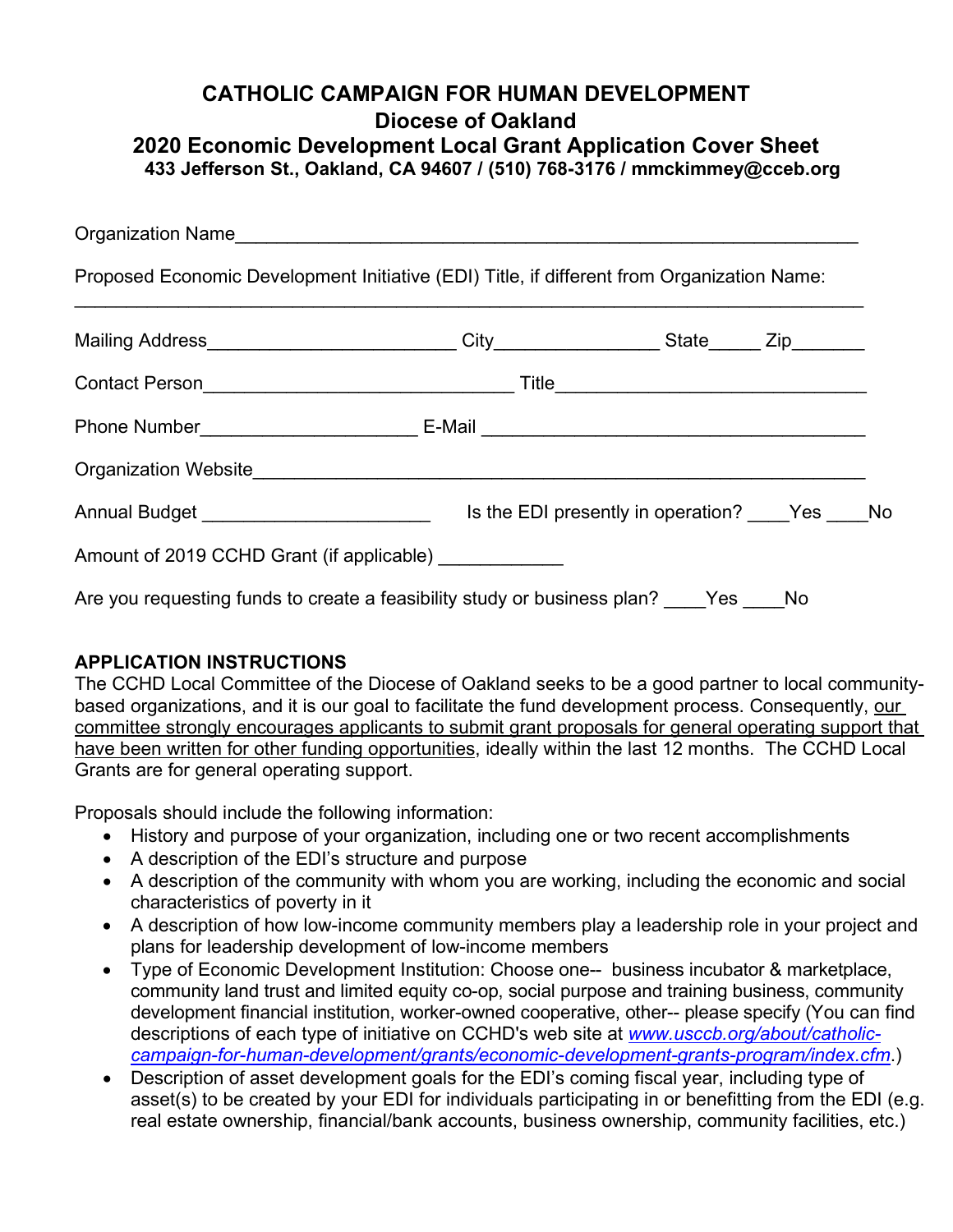# CATHOLIC CAMPAIGN FOR HUMAN DEVELOPMENT
## Diocese of Oakland
## 2020 Economic Development Local Grant Application Cover Sheet
**433 Jefferson St., Oakland, CA 94607 / (510) 768-3176 / mmckimmey@cceb.org**

Organization Name_______________________________________________________________

Proposed Economic Development Initiative (EDI) Title, if different from Organization Name:
_______________________________________________________________________________

Mailing Address_______________________ City_______________ State_____ Zip_______

Contact Person_____________________________ Title_____________________________

Phone Number____________________ E-Mail ____________________________________

Organization Website______________________________________________________

Annual Budget _____________________ Is the EDI presently in operation? ____Yes ____No

Amount of 2019 CCHD Grant (if applicable) ____________

Are you requesting funds to create a feasibility study or business plan? ____Yes ____No

**APPLICATION INSTRUCTIONS**

The CCHD Local Committee of the Diocese of Oakland seeks to be a good partner to local community-based organizations, and it is our goal to facilitate the fund development process. Consequently, our committee strongly encourages applicants to submit grant proposals for general operating support that have been written for other funding opportunities, ideally within the last 12 months. The CCHD Local Grants are for general operating support.

Proposals should include the following information:

- History and purpose of your organization, including one or two recent accomplishments
- A description of the EDI's structure and purpose
- A description of the community with whom you are working, including the economic and social characteristics of poverty in it
- A description of how low-income community members play a leadership role in your project and plans for leadership development of low-income members
- Type of Economic Development Institution: Choose one-- business incubator & marketplace, community land trust and limited equity co-op, social purpose and training business, community development financial institution, worker-owned cooperative, other-- please specify (You can find descriptions of each type of initiative on CCHD's web site at *www.usccb.org/about/catholic-campaign-for-human-development/grants/economic-development-grants-program/index.cfm*.)
- Description of asset development goals for the EDI's coming fiscal year, including type of asset(s) to be created by your EDI for individuals participating in or benefitting from the EDI (e.g. real estate ownership, financial/bank accounts, business ownership, community facilities, etc.)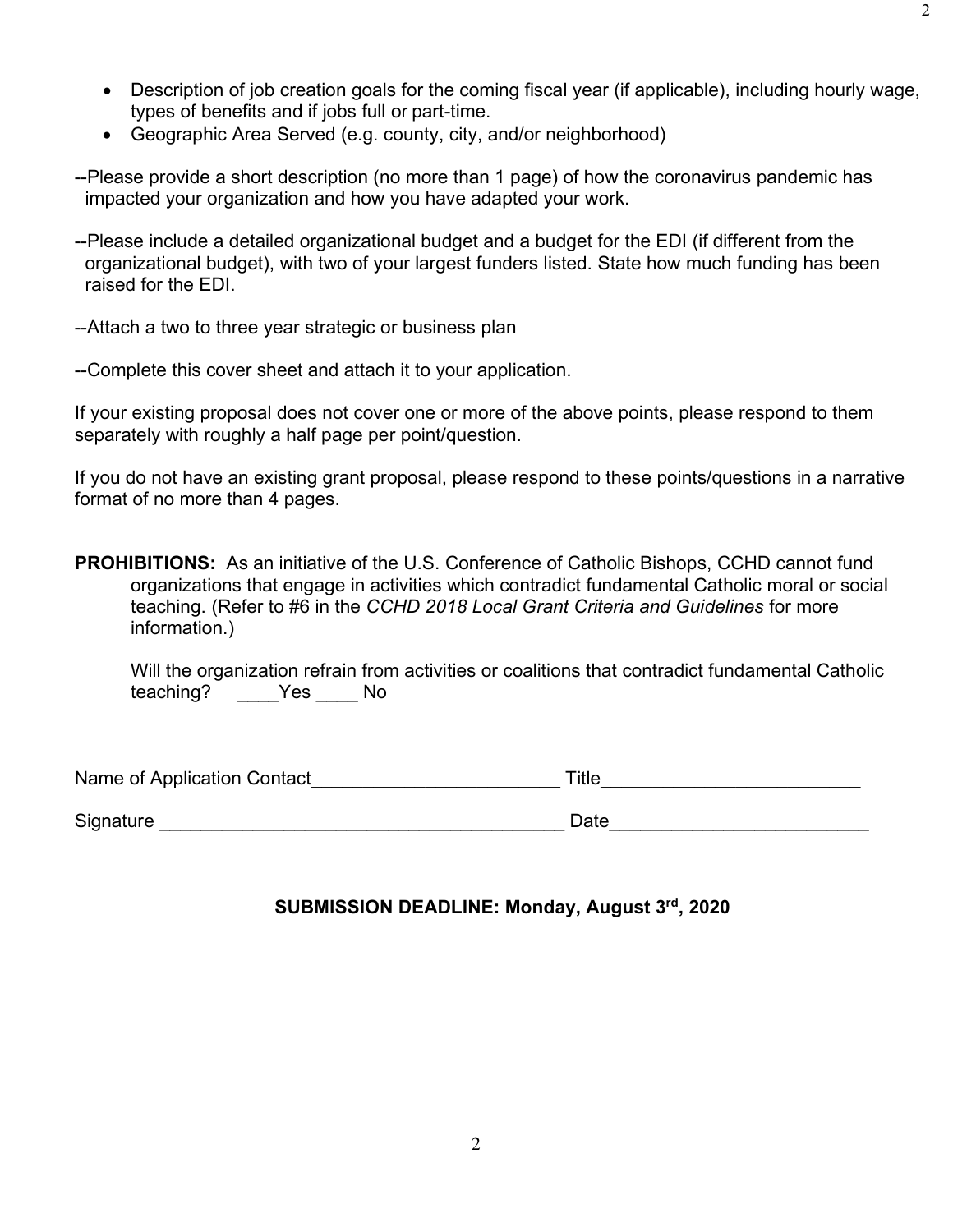- Description of job creation goals for the coming fiscal year (if applicable), including hourly wage, types of benefits and if jobs full or part-time.
- Geographic Area Served (e.g. county, city, and/or neighborhood)

--Please provide a short description (no more than 1 page) of how the coronavirus pandemic has impacted your organization and how you have adapted your work.

--Please include a detailed organizational budget and a budget for the EDI (if different from the organizational budget), with two of your largest funders listed. State how much funding has been raised for the EDI.

--Attach a two to three year strategic or business plan

--Complete this cover sheet and attach it to your application.

If your existing proposal does not cover one or more of the above points, please respond to them separately with roughly a half page per point/question.

If you do not have an existing grant proposal, please respond to these points/questions in a narrative format of no more than 4 pages.

**PROHIBITIONS:** As an initiative of the U.S. Conference of Catholic Bishops, CCHD cannot fund organizations that engage in activities which contradict fundamental Catholic moral or social teaching. (Refer to #6 in the *CCHD 2018 Local Grant Criteria and Guidelines* for more information.)

Will the organization refrain from activities or coalitions that contradict fundamental Catholic teaching? \_\_\_\_Yes \_\_\_\_ No

Name of Application Contact\_\_\_\_\_\_\_\_\_\_\_\_\_\_\_\_\_\_\_\_\_\_\_\_ Title\_\_\_\_\_\_\_\_\_\_\_\_\_\_\_\_\_\_\_\_\_\_\_\_\_

Signature \_\_\_\_\_\_\_\_\_\_\_\_\_\_\_\_\_\_\_\_\_\_\_\_\_\_\_\_\_\_\_\_\_\_\_\_\_\_\_ Date\_\_\_\_\_\_\_\_\_\_\_\_\_\_\_\_\_\_\_\_\_\_\_\_\_

**SUBMISSION DEADLINE: Monday, August 3rd, 2020**